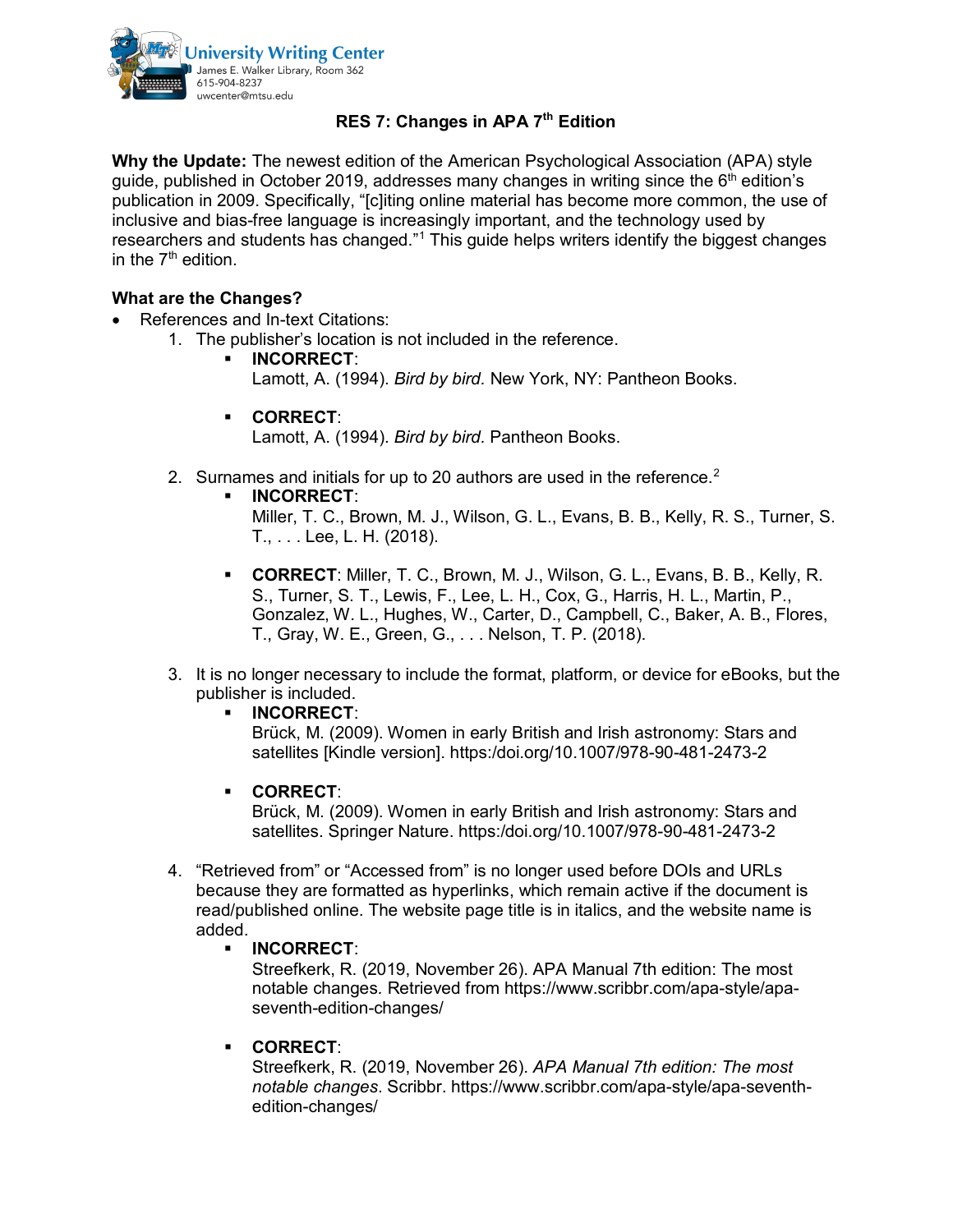University Writing Center
James E. Walker Library, Room 362
615-904-8237
uwcenter@mtsu.edu

# RES 7: Changes in APA 7th Edition

**Why the Update:** The newest edition of the American Psychological Association (APA) style guide, published in October 2019, addresses many changes in writing since the 6th edition's publication in 2009. Specifically, "[c]iting online material has become more common, the use of inclusive and bias-free language is increasingly important, and the technology used by researchers and students has changed."[1] This guide helps writers identify the biggest changes in the 7th edition.

## What are the Changes?

- References and In-text Citations:
  1. The publisher's location is not included in the reference.
     - **INCORRECT**:
       Lamott, A. (1994). *Bird by bird.* New York, NY: Pantheon Books.
     - **CORRECT**:
       Lamott, A. (1994). *Bird by bird.* Pantheon Books.
  2. Surnames and initials for up to 20 authors are used in the reference.[2]
     - **INCORRECT**:
       Miller, T. C., Brown, M. J., Wilson, G. L., Evans, B. B., Kelly, R. S., Turner, S. T., . . . Lee, L. H. (2018).
     - **CORRECT**: Miller, T. C., Brown, M. J., Wilson, G. L., Evans, B. B., Kelly, R. S., Turner, S. T., Lewis, F., Lee, L. H., Cox, G., Harris, H. L., Martin, P., Gonzalez, W. L., Hughes, W., Carter, D., Campbell, C., Baker, A. B., Flores, T., Gray, W. E., Green, G., . . . Nelson, T. P. (2018).
  3. It is no longer necessary to include the format, platform, or device for eBooks, but the publisher is included.
     - **INCORRECT**:
       Brück, M. (2009). Women in early British and Irish astronomy: Stars and satellites [Kindle version]. https:/doi.org/10.1007/978-90-481-2473-2
     - **CORRECT**:
       Brück, M. (2009). Women in early British and Irish astronomy: Stars and satellites. Springer Nature. https:/doi.org/10.1007/978-90-481-2473-2
  4. "Retrieved from" or "Accessed from" is no longer used before DOIs and URLs because they are formatted as hyperlinks, which remain active if the document is read/published online. The website page title is in italics, and the website name is added.
     - **INCORRECT**:
       Streefkerk, R. (2019, November 26). APA Manual 7th edition: The most notable changes. Retrieved from https://www.scribbr.com/apa-style/apa-seventh-edition-changes/
     - **CORRECT**:
       Streefkerk, R. (2019, November 26). *APA Manual 7th edition: The most notable changes*. Scribbr. https://www.scribbr.com/apa-style/apa-seventh-edition-changes/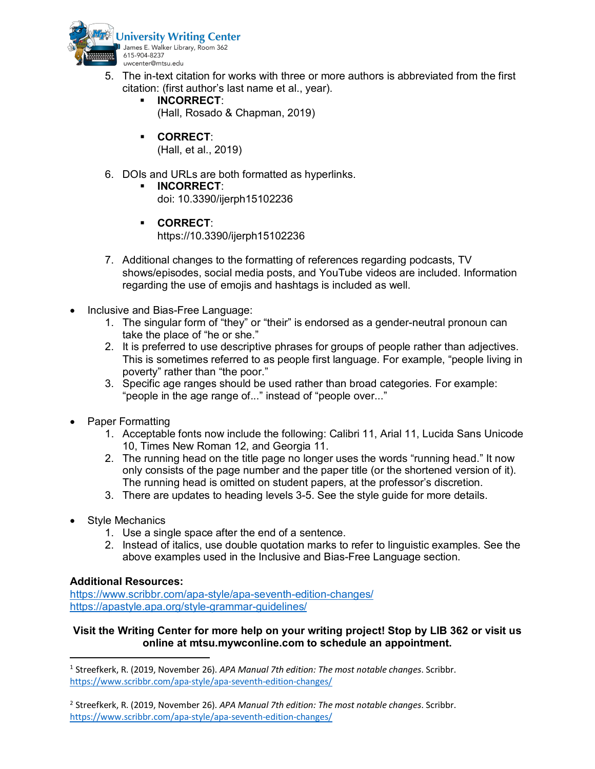5. The in-text citation for works with three or more authors is abbreviated from the first citation: (first author's last name et al., year).
    - **INCORRECT**:
      (Hall, Rosado & Chapman, 2019)
    - **CORRECT**:
      (Hall, et al., 2019)
6. DOIs and URLs are both formatted as hyperlinks.
    - **INCORRECT**:
      doi: 10.3390/ijerph15102236
    - **CORRECT**:
      https://10.3390/ijerph15102236
7. Additional changes to the formatting of references regarding podcasts, TV shows/episodes, social media posts, and YouTube videos are included. Information regarding the use of emojis and hashtags is included as well.

- Inclusive and Bias-Free Language:
    1. The singular form of "they" or "their" is endorsed as a gender-neutral pronoun can take the place of "he or she."
    2. It is preferred to use descriptive phrases for groups of people rather than adjectives. This is sometimes referred to as people first language. For example, "people living in poverty" rather than "the poor."
    3. Specific age ranges should be used rather than broad categories. For example: "people in the age range of..." instead of "people over..."

- Paper Formatting
    1. Acceptable fonts now include the following: Calibri 11, Arial 11, Lucida Sans Unicode 10, Times New Roman 12, and Georgia 11.
    2. The running head on the title page no longer uses the words "running head." It now only consists of the page number and the paper title (or the shortened version of it). The running head is omitted on student papers, at the professor's discretion.
    3. There are updates to heading levels 3-5. See the style guide for more details.

- Style Mechanics
    1. Use a single space after the end of a sentence.
    2. Instead of italics, use double quotation marks to refer to linguistic examples. See the above examples used in the Inclusive and Bias-Free Language section.

**Additional Resources:**
https://www.scribbr.com/apa-style/apa-seventh-edition-changes/
https://apastyle.apa.org/style-grammar-guidelines/

**Visit the Writing Center for more help on your writing project! Stop by LIB 362 or visit us online at mtsu.mywconline.com to schedule an appointment.**

---

[1] Streefkerk, R. (2019, November 26). *APA Manual 7th edition: The most notable changes*. Scribbr. https://www.scribbr.com/apa-style/apa-seventh-edition-changes/

[2] Streefkerk, R. (2019, November 26). *APA Manual 7th edition: The most notable changes*. Scribbr. https://www.scribbr.com/apa-style/apa-seventh-edition-changes/